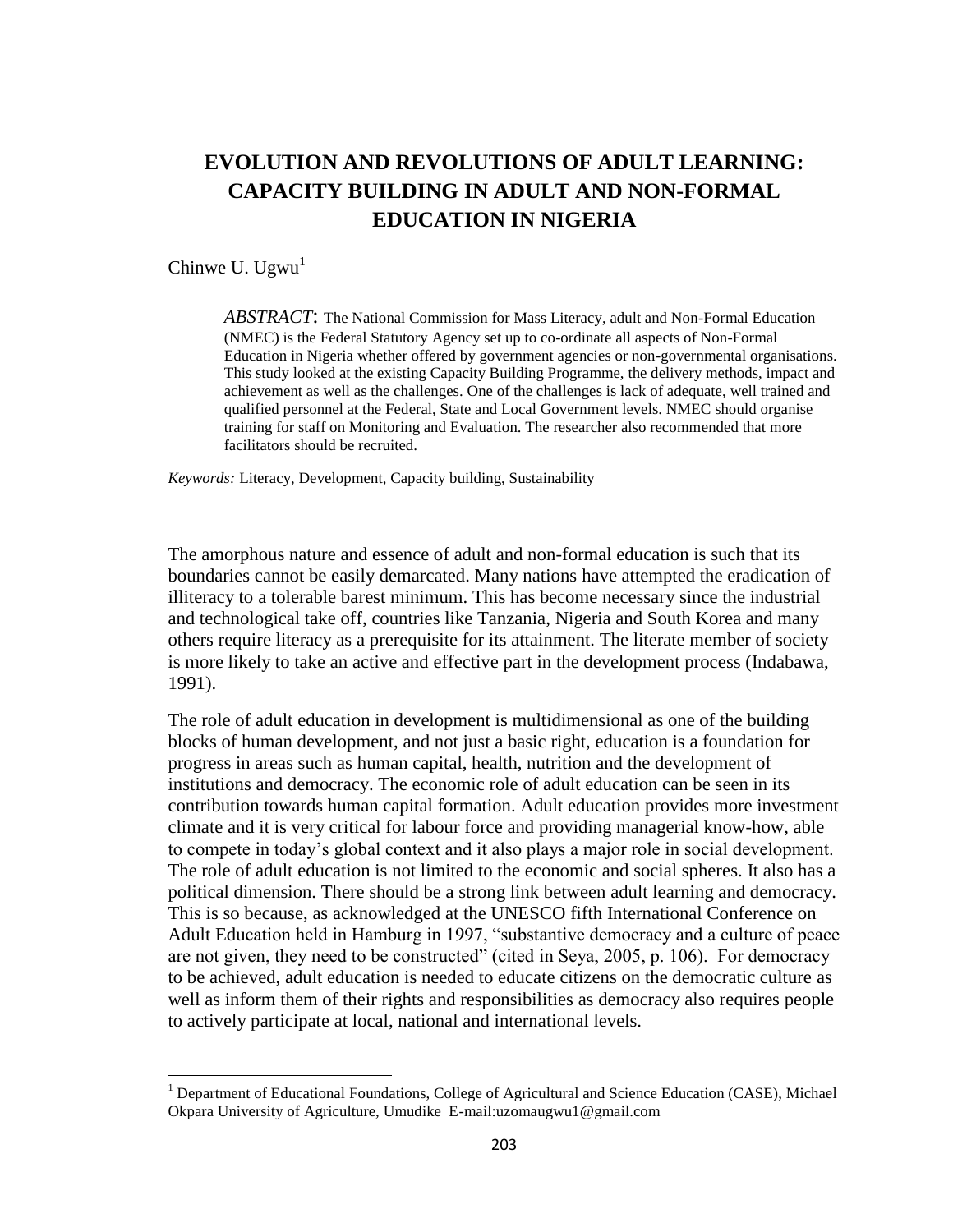# EVOLUTION AND REVOLUTIONS OF ADULT LEARNING: CAPACITY BUILDING IN ADULT AND NON-FORMAL EDUCATION IN NIGERIA

Chinwe U. Ugwu[1]

*ABSTRACT*: The National Commission for Mass Literacy, adult and Non-Formal Education (NMEC) is the Federal Statutory Agency set up to co-ordinate all aspects of Non-Formal Education in Nigeria whether offered by government agencies or non-governmental organisations. This study looked at the existing Capacity Building Programme, the delivery methods, impact and achievement as well as the challenges. One of the challenges is lack of adequate, well trained and qualified personnel at the Federal, State and Local Government levels. NMEC should organise training for staff on Monitoring and Evaluation. The researcher also recommended that more facilitators should be recruited.

*Keywords:* Literacy, Development, Capacity building, Sustainability

The amorphous nature and essence of adult and non-formal education is such that its boundaries cannot be easily demarcated. Many nations have attempted the eradication of illiteracy to a tolerable barest minimum. This has become necessary since the industrial and technological take off, countries like Tanzania, Nigeria and South Korea and many others require literacy as a prerequisite for its attainment. The literate member of society is more likely to take an active and effective part in the development process (Indabawa, 1991).

The role of adult education in development is multidimensional as one of the building blocks of human development, and not just a basic right, education is a foundation for progress in areas such as human capital, health, nutrition and the development of institutions and democracy. The economic role of adult education can be seen in its contribution towards human capital formation. Adult education provides more investment climate and it is very critical for labour force and providing managerial know-how, able to compete in today's global context and it also plays a major role in social development. The role of adult education is not limited to the economic and social spheres. It also has a political dimension. There should be a strong link between adult learning and democracy. This is so because, as acknowledged at the UNESCO fifth International Conference on Adult Education held in Hamburg in 1997, "substantive democracy and a culture of peace are not given, they need to be constructed" (cited in Seya, 2005, p. 106). For democracy to be achieved, adult education is needed to educate citizens on the democratic culture as well as inform them of their rights and responsibilities as democracy also requires people to actively participate at local, national and international levels.

---

[1] Department of Educational Foundations, College of Agricultural and Science Education (CASE), Michael Okpara University of Agriculture, Umudike E-mail:uzomaugwu1@gmail.com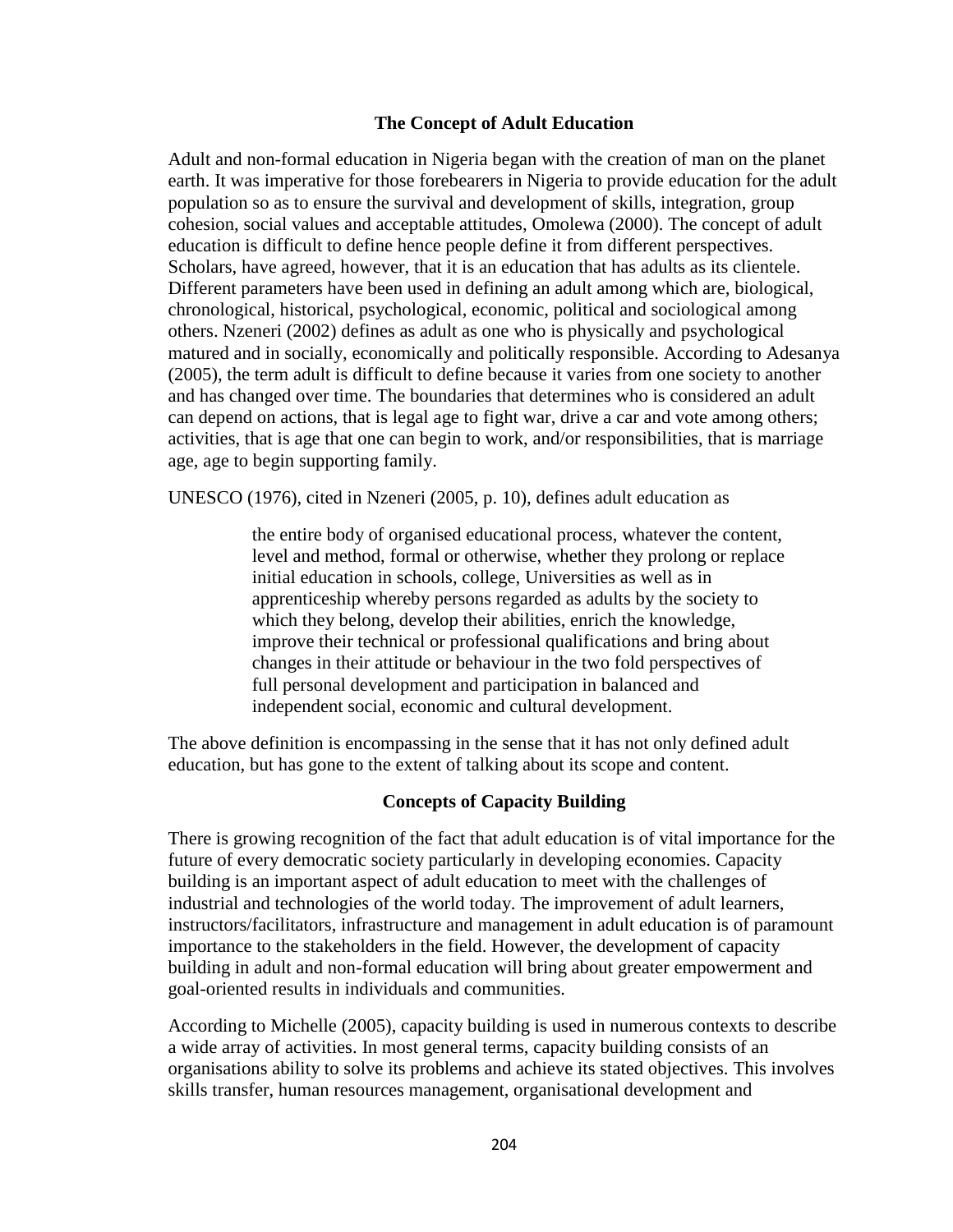## The Concept of Adult Education

Adult and non-formal education in Nigeria began with the creation of man on the planet earth. It was imperative for those forebearers in Nigeria to provide education for the adult population so as to ensure the survival and development of skills, integration, group cohesion, social values and acceptable attitudes, Omolewa (2000). The concept of adult education is difficult to define hence people define it from different perspectives. Scholars, have agreed, however, that it is an education that has adults as its clientele. Different parameters have been used in defining an adult among which are, biological, chronological, historical, psychological, economic, political and sociological among others. Nzeneri (2002) defines as adult as one who is physically and psychological matured and in socially, economically and politically responsible. According to Adesanya (2005), the term adult is difficult to define because it varies from one society to another and has changed over time. The boundaries that determines who is considered an adult can depend on actions, that is legal age to fight war, drive a car and vote among others; activities, that is age that one can begin to work, and/or responsibilities, that is marriage age, age to begin supporting family.

UNESCO (1976), cited in Nzeneri (2005, p. 10), defines adult education as

> the entire body of organised educational process, whatever the content, level and method, formal or otherwise, whether they prolong or replace initial education in schools, college, Universities as well as in apprenticeship whereby persons regarded as adults by the society to which they belong, develop their abilities, enrich the knowledge, improve their technical or professional qualifications and bring about changes in their attitude or behaviour in the two fold perspectives of full personal development and participation in balanced and independent social, economic and cultural development.

The above definition is encompassing in the sense that it has not only defined adult education, but has gone to the extent of talking about its scope and content.

## Concepts of Capacity Building

There is growing recognition of the fact that adult education is of vital importance for the future of every democratic society particularly in developing economies. Capacity building is an important aspect of adult education to meet with the challenges of industrial and technologies of the world today. The improvement of adult learners, instructors/facilitators, infrastructure and management in adult education is of paramount importance to the stakeholders in the field. However, the development of capacity building in adult and non-formal education will bring about greater empowerment and goal-oriented results in individuals and communities.

According to Michelle (2005), capacity building is used in numerous contexts to describe a wide array of activities. In most general terms, capacity building consists of an organisations ability to solve its problems and achieve its stated objectives. This involves skills transfer, human resources management, organisational development and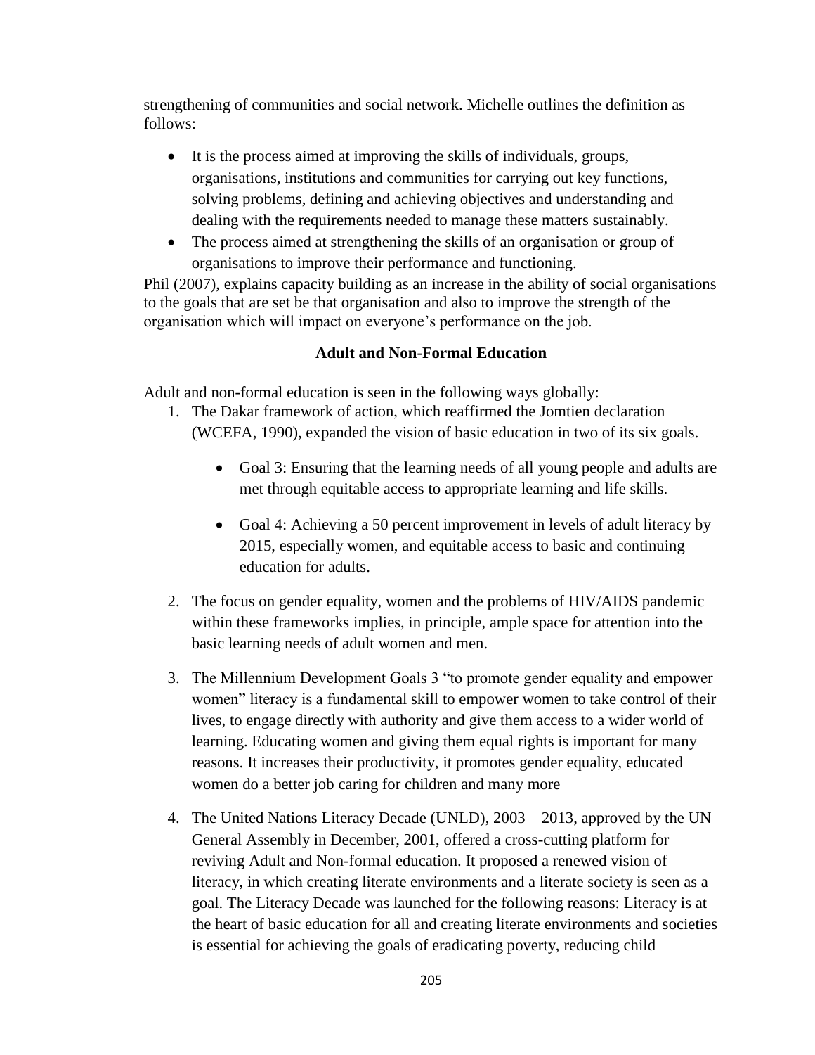strengthening of communities and social network. Michelle outlines the definition as follows:

- It is the process aimed at improving the skills of individuals, groups, organisations, institutions and communities for carrying out key functions, solving problems, defining and achieving objectives and understanding and dealing with the requirements needed to manage these matters sustainably.
- The process aimed at strengthening the skills of an organisation or group of organisations to improve their performance and functioning.

Phil (2007), explains capacity building as an increase in the ability of social organisations to the goals that are set be that organisation and also to improve the strength of the organisation which will impact on everyone's performance on the job.

## Adult and Non-Formal Education

Adult and non-formal education is seen in the following ways globally:

1. The Dakar framework of action, which reaffirmed the Jomtien declaration (WCEFA, 1990), expanded the vision of basic education in two of its six goals.
   - Goal 3: Ensuring that the learning needs of all young people and adults are met through equitable access to appropriate learning and life skills.
   - Goal 4: Achieving a 50 percent improvement in levels of adult literacy by 2015, especially women, and equitable access to basic and continuing education for adults.
2. The focus on gender equality, women and the problems of HIV/AIDS pandemic within these frameworks implies, in principle, ample space for attention into the basic learning needs of adult women and men.
3. The Millennium Development Goals 3 "to promote gender equality and empower women" literacy is a fundamental skill to empower women to take control of their lives, to engage directly with authority and give them access to a wider world of learning. Educating women and giving them equal rights is important for many reasons. It increases their productivity, it promotes gender equality, educated women do a better job caring for children and many more
4. The United Nations Literacy Decade (UNLD), 2003 – 2013, approved by the UN General Assembly in December, 2001, offered a cross-cutting platform for reviving Adult and Non-formal education. It proposed a renewed vision of literacy, in which creating literate environments and a literate society is seen as a goal. The Literacy Decade was launched for the following reasons: Literacy is at the heart of basic education for all and creating literate environments and societies is essential for achieving the goals of eradicating poverty, reducing child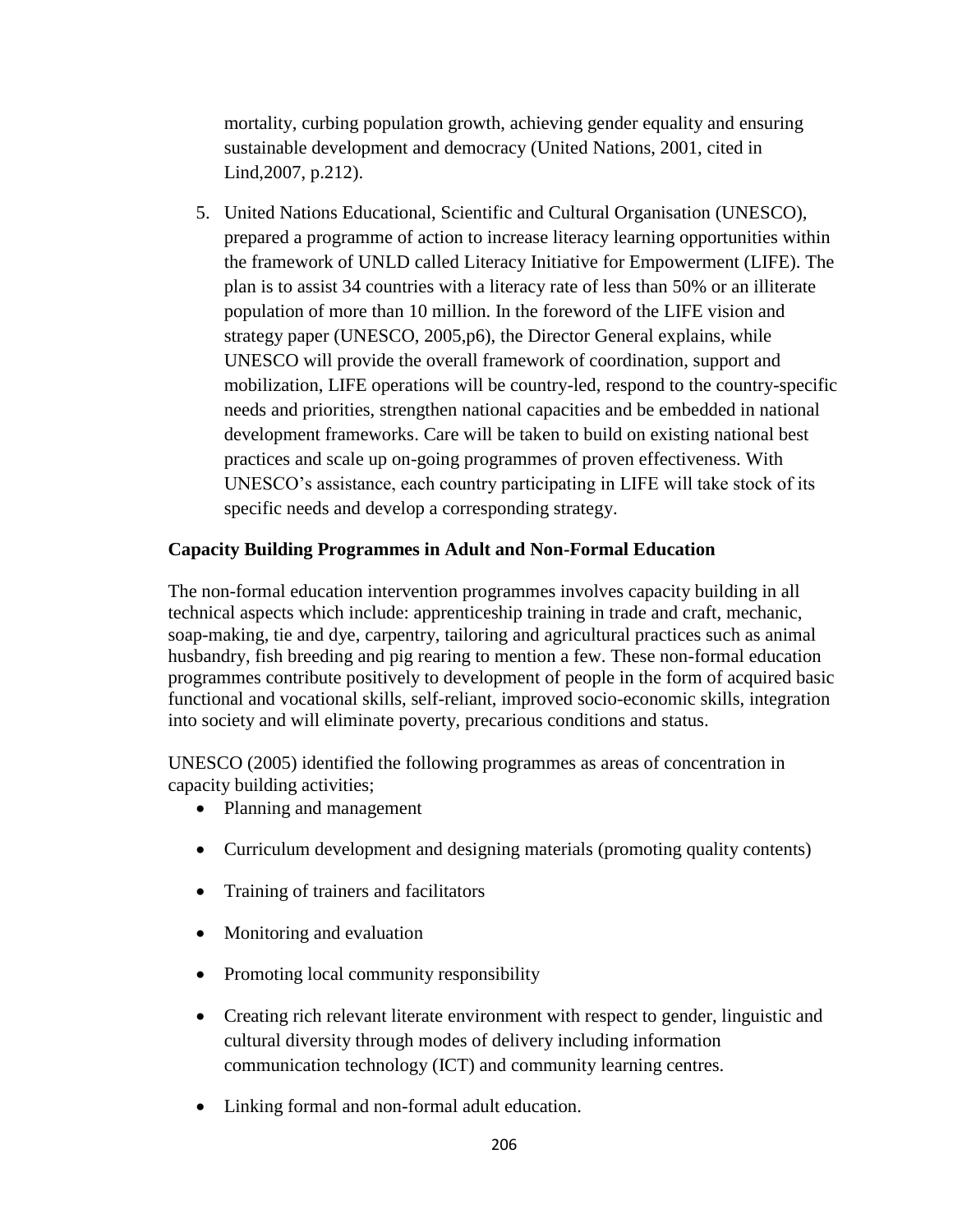mortality, curbing population growth, achieving gender equality and ensuring sustainable development and democracy (United Nations, 2001, cited in Lind,2007, p.212).

5. United Nations Educational, Scientific and Cultural Organisation (UNESCO), prepared a programme of action to increase literacy learning opportunities within the framework of UNLD called Literacy Initiative for Empowerment (LIFE). The plan is to assist 34 countries with a literacy rate of less than 50% or an illiterate population of more than 10 million. In the foreword of the LIFE vision and strategy paper (UNESCO, 2005,p6), the Director General explains, while UNESCO will provide the overall framework of coordination, support and mobilization, LIFE operations will be country-led, respond to the country-specific needs and priorities, strengthen national capacities and be embedded in national development frameworks. Care will be taken to build on existing national best practices and scale up on-going programmes of proven effectiveness. With UNESCO's assistance, each country participating in LIFE will take stock of its specific needs and develop a corresponding strategy.

**Capacity Building Programmes in Adult and Non-Formal Education**

The non-formal education intervention programmes involves capacity building in all technical aspects which include: apprenticeship training in trade and craft, mechanic, soap-making, tie and dye, carpentry, tailoring and agricultural practices such as animal husbandry, fish breeding and pig rearing to mention a few. These non-formal education programmes contribute positively to development of people in the form of acquired basic functional and vocational skills, self-reliant, improved socio-economic skills, integration into society and will eliminate poverty, precarious conditions and status.

UNESCO (2005) identified the following programmes as areas of concentration in capacity building activities;

- Planning and management
- Curriculum development and designing materials (promoting quality contents)
- Training of trainers and facilitators
- Monitoring and evaluation
- Promoting local community responsibility
- Creating rich relevant literate environment with respect to gender, linguistic and cultural diversity through modes of delivery including information communication technology (ICT) and community learning centres.
- Linking formal and non-formal adult education.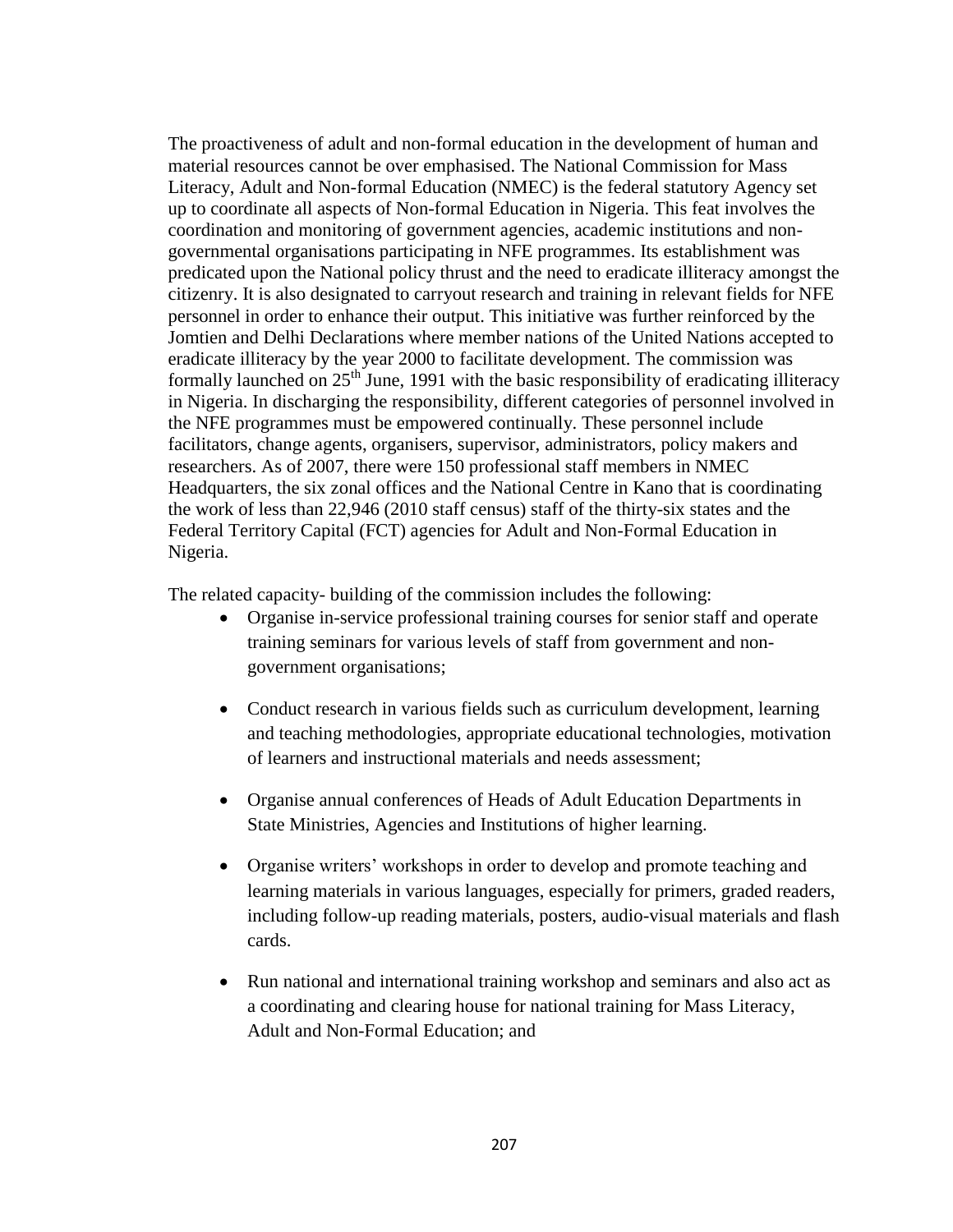The proactiveness of adult and non-formal education in the development of human and material resources cannot be over emphasised. The National Commission for Mass Literacy, Adult and Non-formal Education (NMEC) is the federal statutory Agency set up to coordinate all aspects of Non-formal Education in Nigeria. This feat involves the coordination and monitoring of government agencies, academic institutions and non-governmental organisations participating in NFE programmes. Its establishment was predicated upon the National policy thrust and the need to eradicate illiteracy amongst the citizenry. It is also designated to carryout research and training in relevant fields for NFE personnel in order to enhance their output. This initiative was further reinforced by the Jomtien and Delhi Declarations where member nations of the United Nations accepted to eradicate illiteracy by the year 2000 to facilitate development. The commission was formally launched on 25th June, 1991 with the basic responsibility of eradicating illiteracy in Nigeria. In discharging the responsibility, different categories of personnel involved in the NFE programmes must be empowered continually. These personnel include facilitators, change agents, organisers, supervisor, administrators, policy makers and researchers. As of 2007, there were 150 professional staff members in NMEC Headquarters, the six zonal offices and the National Centre in Kano that is coordinating the work of less than 22,946 (2010 staff census) staff of the thirty-six states and the Federal Territory Capital (FCT) agencies for Adult and Non-Formal Education in Nigeria.

The related capacity- building of the commission includes the following:

- Organise in-service professional training courses for senior staff and operate training seminars for various levels of staff from government and non-government organisations;
- Conduct research in various fields such as curriculum development, learning and teaching methodologies, appropriate educational technologies, motivation of learners and instructional materials and needs assessment;
- Organise annual conferences of Heads of Adult Education Departments in State Ministries, Agencies and Institutions of higher learning.
- Organise writers' workshops in order to develop and promote teaching and learning materials in various languages, especially for primers, graded readers, including follow-up reading materials, posters, audio-visual materials and flash cards.
- Run national and international training workshop and seminars and also act as a coordinating and clearing house for national training for Mass Literacy, Adult and Non-Formal Education; and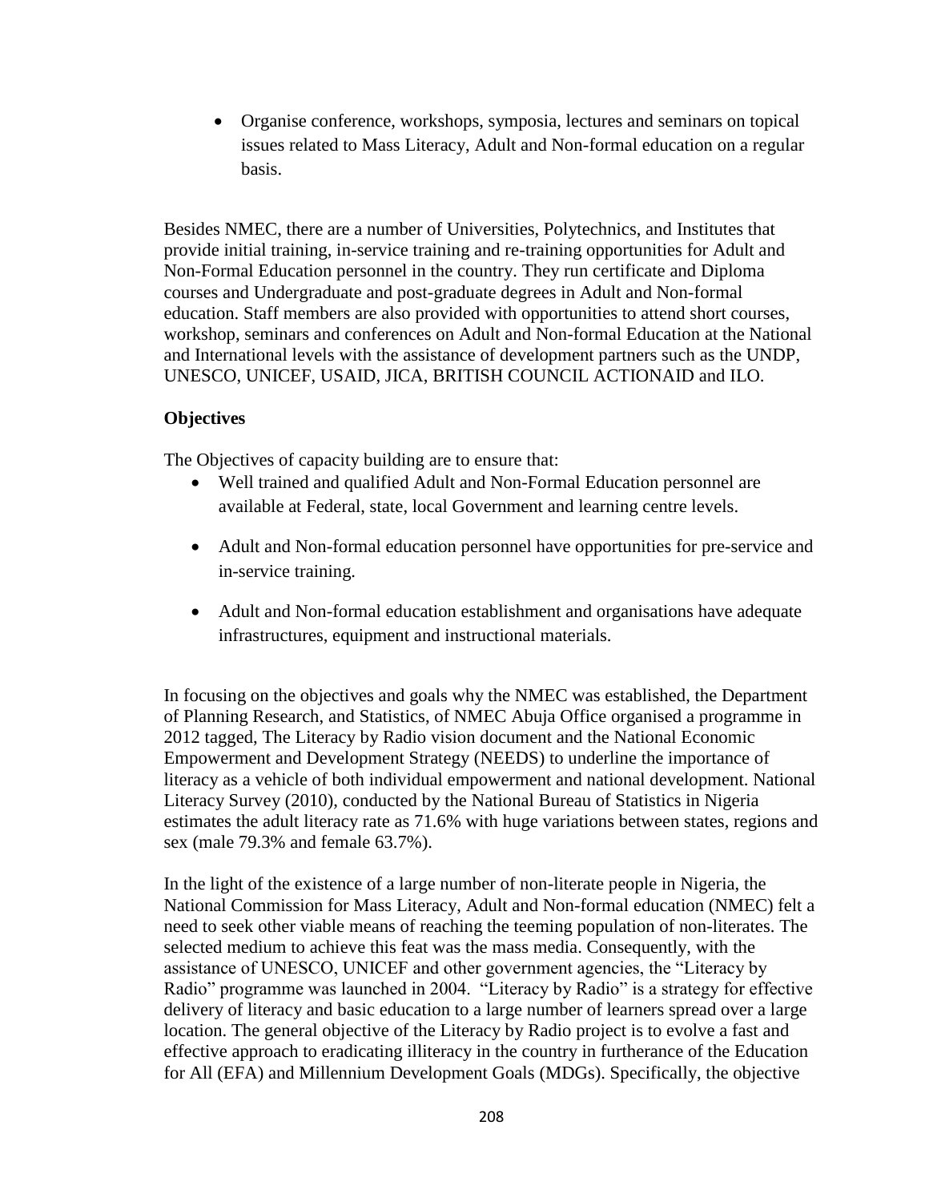- Organise conference, workshops, symposia, lectures and seminars on topical issues related to Mass Literacy, Adult and Non-formal education on a regular basis.

Besides NMEC, there are a number of Universities, Polytechnics, and Institutes that provide initial training, in-service training and re-training opportunities for Adult and Non-Formal Education personnel in the country. They run certificate and Diploma courses and Undergraduate and post-graduate degrees in Adult and Non-formal education. Staff members are also provided with opportunities to attend short courses, workshop, seminars and conferences on Adult and Non-formal Education at the National and International levels with the assistance of development partners such as the UNDP, UNESCO, UNICEF, USAID, JICA, BRITISH COUNCIL ACTIONAID and ILO.

**Objectives**

The Objectives of capacity building are to ensure that:

- Well trained and qualified Adult and Non-Formal Education personnel are available at Federal, state, local Government and learning centre levels.
- Adult and Non-formal education personnel have opportunities for pre-service and in-service training.
- Adult and Non-formal education establishment and organisations have adequate infrastructures, equipment and instructional materials.

In focusing on the objectives and goals why the NMEC was established, the Department of Planning Research, and Statistics, of NMEC Abuja Office organised a programme in 2012 tagged, The Literacy by Radio vision document and the National Economic Empowerment and Development Strategy (NEEDS) to underline the importance of literacy as a vehicle of both individual empowerment and national development. National Literacy Survey (2010), conducted by the National Bureau of Statistics in Nigeria estimates the adult literacy rate as 71.6% with huge variations between states, regions and sex (male 79.3% and female 63.7%).

In the light of the existence of a large number of non-literate people in Nigeria, the National Commission for Mass Literacy, Adult and Non-formal education (NMEC) felt a need to seek other viable means of reaching the teeming population of non-literates. The selected medium to achieve this feat was the mass media. Consequently, with the assistance of UNESCO, UNICEF and other government agencies, the "Literacy by Radio" programme was launched in 2004. "Literacy by Radio" is a strategy for effective delivery of literacy and basic education to a large number of learners spread over a large location. The general objective of the Literacy by Radio project is to evolve a fast and effective approach to eradicating illiteracy in the country in furtherance of the Education for All (EFA) and Millennium Development Goals (MDGs). Specifically, the objective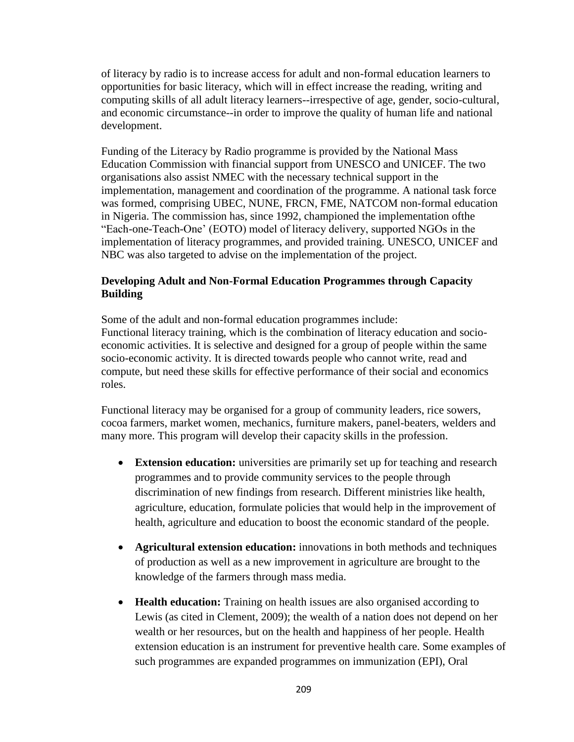of literacy by radio is to increase access for adult and non-formal education learners to opportunities for basic literacy, which will in effect increase the reading, writing and computing skills of all adult literacy learners--irrespective of age, gender, socio-cultural, and economic circumstance--in order to improve the quality of human life and national development.

Funding of the Literacy by Radio programme is provided by the National Mass Education Commission with financial support from UNESCO and UNICEF. The two organisations also assist NMEC with the necessary technical support in the implementation, management and coordination of the programme. A national task force was formed, comprising UBEC, NUNE, FRCN, FME, NATCOM non-formal education in Nigeria. The commission has, since 1992, championed the implementation ofthe "Each-one-Teach-One' (EOTO) model of literacy delivery, supported NGOs in the implementation of literacy programmes, and provided training. UNESCO, UNICEF and NBC was also targeted to advise on the implementation of the project.

**Developing Adult and Non-Formal Education Programmes through Capacity Building**

Some of the adult and non-formal education programmes include:
Functional literacy training, which is the combination of literacy education and socio-economic activities. It is selective and designed for a group of people within the same socio-economic activity. It is directed towards people who cannot write, read and compute, but need these skills for effective performance of their social and economics roles.

Functional literacy may be organised for a group of community leaders, rice sowers, cocoa farmers, market women, mechanics, furniture makers, panel-beaters, welders and many more. This program will develop their capacity skills in the profession.

- **Extension education:** universities are primarily set up for teaching and research programmes and to provide community services to the people through discrimination of new findings from research. Different ministries like health, agriculture, education, formulate policies that would help in the improvement of health, agriculture and education to boost the economic standard of the people.

- **Agricultural extension education:** innovations in both methods and techniques of production as well as a new improvement in agriculture are brought to the knowledge of the farmers through mass media.

- **Health education:** Training on health issues are also organised according to Lewis (as cited in Clement, 2009); the wealth of a nation does not depend on her wealth or her resources, but on the health and happiness of her people. Health extension education is an instrument for preventive health care. Some examples of such programmes are expanded programmes on immunization (EPI), Oral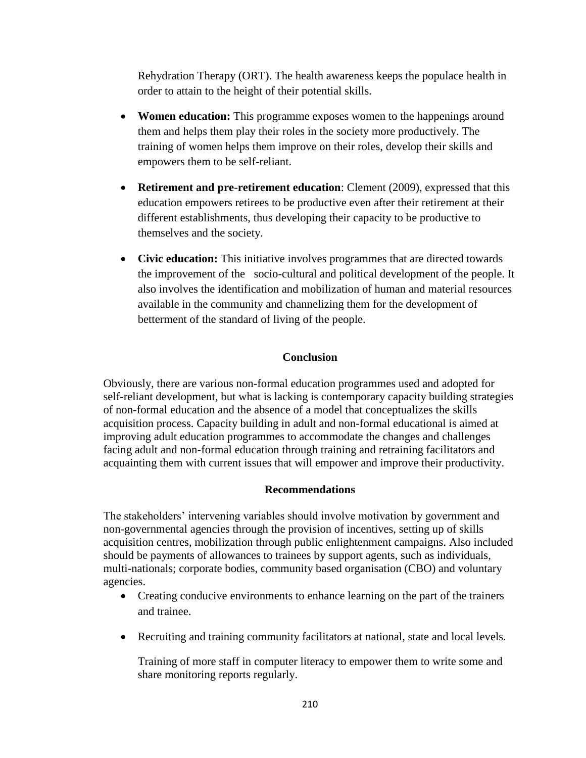Rehydration Therapy (ORT). The health awareness keeps the populace health in order to attain to the height of their potential skills.

- **Women education:** This programme exposes women to the happenings around them and helps them play their roles in the society more productively. The training of women helps them improve on their roles, develop their skills and empowers them to be self-reliant.
- **Retirement and pre-retirement education**: Clement (2009), expressed that this education empowers retirees to be productive even after their retirement at their different establishments, thus developing their capacity to be productive to themselves and the society.
- **Civic education:** This initiative involves programmes that are directed towards the improvement of the socio-cultural and political development of the people. It also involves the identification and mobilization of human and material resources available in the community and channelizing them for the development of betterment of the standard of living of the people.

## Conclusion

Obviously, there are various non-formal education programmes used and adopted for self-reliant development, but what is lacking is contemporary capacity building strategies of non-formal education and the absence of a model that conceptualizes the skills acquisition process. Capacity building in adult and non-formal educational is aimed at improving adult education programmes to accommodate the changes and challenges facing adult and non-formal education through training and retraining facilitators and acquainting them with current issues that will empower and improve their productivity.

## Recommendations

The stakeholders' intervening variables should involve motivation by government and non-governmental agencies through the provision of incentives, setting up of skills acquisition centres, mobilization through public enlightenment campaigns. Also included should be payments of allowances to trainees by support agents, such as individuals, multi-nationals; corporate bodies, community based organisation (CBO) and voluntary agencies.

- Creating conducive environments to enhance learning on the part of the trainers and trainee.
- Recruiting and training community facilitators at national, state and local levels.

  Training of more staff in computer literacy to empower them to write some and share monitoring reports regularly.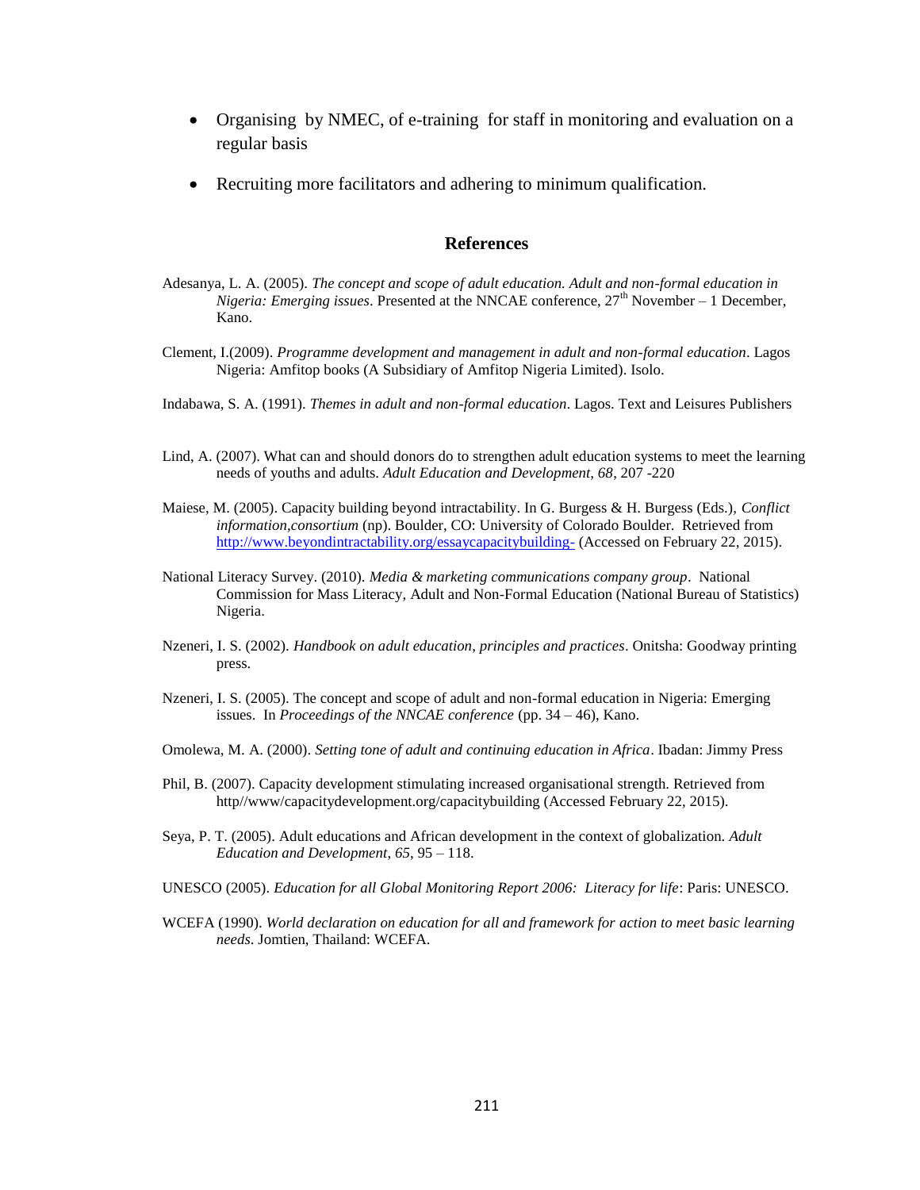- Organising by NMEC, of e-training for staff in monitoring and evaluation on a regular basis
- Recruiting more facilitators and adhering to minimum qualification.

## References

Adesanya, L. A. (2005). *The concept and scope of adult education. Adult and non-formal education in Nigeria: Emerging issues*. Presented at the NNCAE conference, 27th November – 1 December, Kano.

Clement, I.(2009). *Programme development and management in adult and non-formal education*. Lagos Nigeria: Amfitop books (A Subsidiary of Amfitop Nigeria Limited). Isolo.

Indabawa, S. A. (1991). *Themes in adult and non-formal education*. Lagos. Text and Leisures Publishers

Lind, A. (2007). What can and should donors do to strengthen adult education systems to meet the learning needs of youths and adults. *Adult Education and Development, 68*, 207 -220

Maiese, M. (2005). Capacity building beyond intractability. In G. Burgess & H. Burgess (Eds.), *Conflict information,consortium* (np). Boulder, CO: University of Colorado Boulder. Retrieved from http://www.beyondintractability.org/essaycapacitybuilding- (Accessed on February 22, 2015).

National Literacy Survey. (2010). *Media & marketing communications company group*. National Commission for Mass Literacy, Adult and Non-Formal Education (National Bureau of Statistics) Nigeria.

Nzeneri, I. S. (2002). *Handbook on adult education, principles and practices*. Onitsha: Goodway printing press.

Nzeneri, I. S. (2005). The concept and scope of adult and non-formal education in Nigeria: Emerging issues. In *Proceedings of the NNCAE conference* (pp. 34 – 46), Kano.

Omolewa, M. A. (2000). *Setting tone of adult and continuing education in Africa*. Ibadan: Jimmy Press

Phil, B. (2007). Capacity development stimulating increased organisational strength. Retrieved from http//www/capacitydevelopment.org/capacitybuilding (Accessed February 22, 2015).

Seya, P. T. (2005). Adult educations and African development in the context of globalization. *Adult Education and Development, 65*, 95 – 118.

UNESCO (2005). *Education for all Global Monitoring Report 2006: Literacy for life*: Paris: UNESCO.

WCEFA (1990). *World declaration on education for all and framework for action to meet basic learning needs*. Jomtien, Thailand: WCEFA.